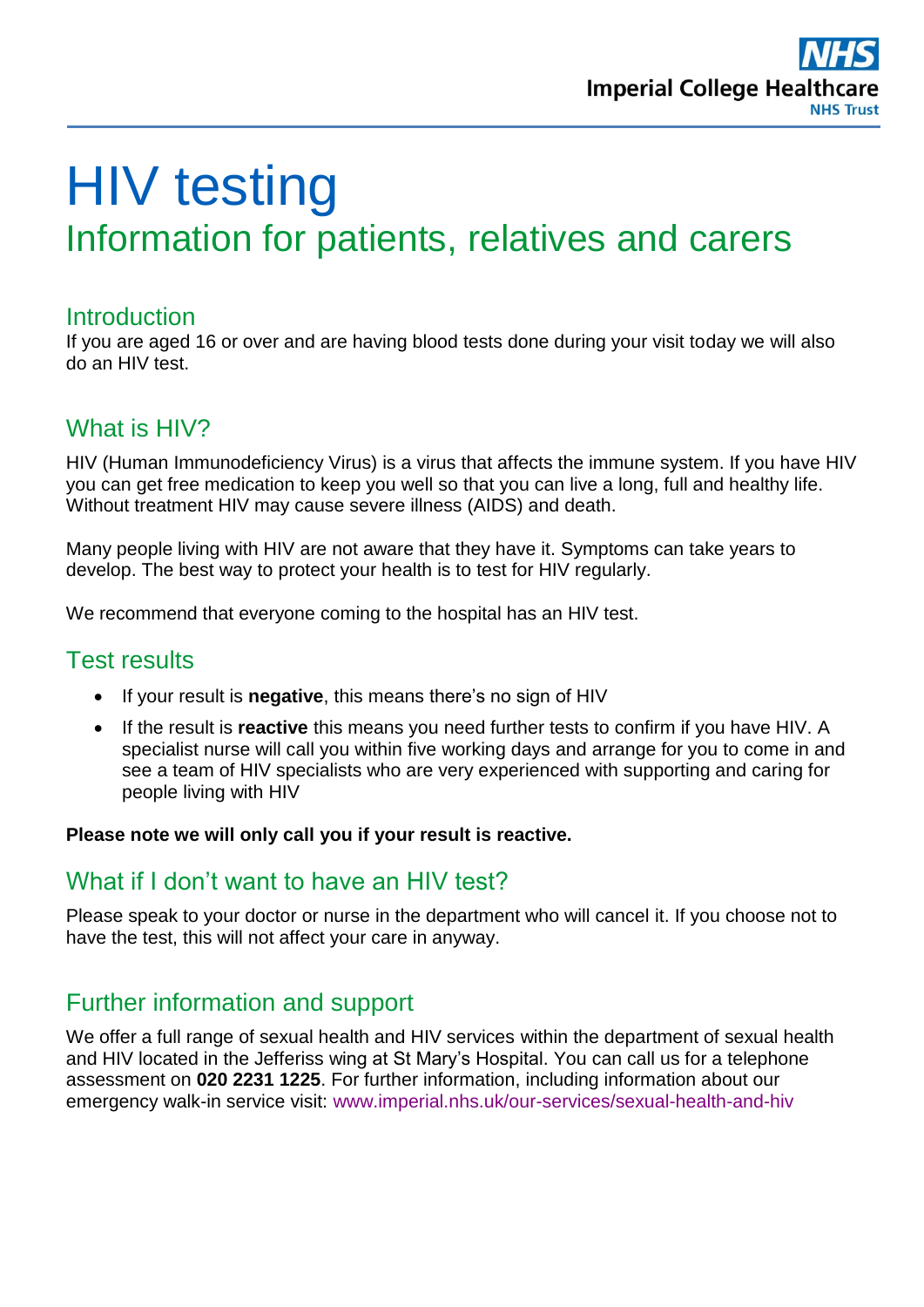NHS
Imperial College Healthcare
NHS Trust

# HIV testing

## Information for patients, relatives and carers

### Introduction

If you are aged 16 or over and are having blood tests done during your visit today we will also do an HIV test.

### What is HIV?

HIV (Human Immunodeficiency Virus) is a virus that affects the immune system. If you have HIV you can get free medication to keep you well so that you can live a long, full and healthy life. Without treatment HIV may cause severe illness (AIDS) and death.

Many people living with HIV are not aware that they have it. Symptoms can take years to develop. The best way to protect your health is to test for HIV regularly.

We recommend that everyone coming to the hospital has an HIV test.

### Test results

- If your result is **negative**, this means there's no sign of HIV
- If the result is **reactive** this means you need further tests to confirm if you have HIV. A specialist nurse will call you within five working days and arrange for you to come in and see a team of HIV specialists who are very experienced with supporting and caring for people living with HIV

**Please note we will only call you if your result is reactive.**

### What if I don't want to have an HIV test?

Please speak to your doctor or nurse in the department who will cancel it. If you choose not to have the test, this will not affect your care in anyway.

### Further information and support

We offer a full range of sexual health and HIV services within the department of sexual health and HIV located in the Jefferiss wing at St Mary's Hospital. You can call us for a telephone assessment on **020 2231 1225**. For further information, including information about our emergency walk-in service visit: www.imperial.nhs.uk/our-services/sexual-health-and-hiv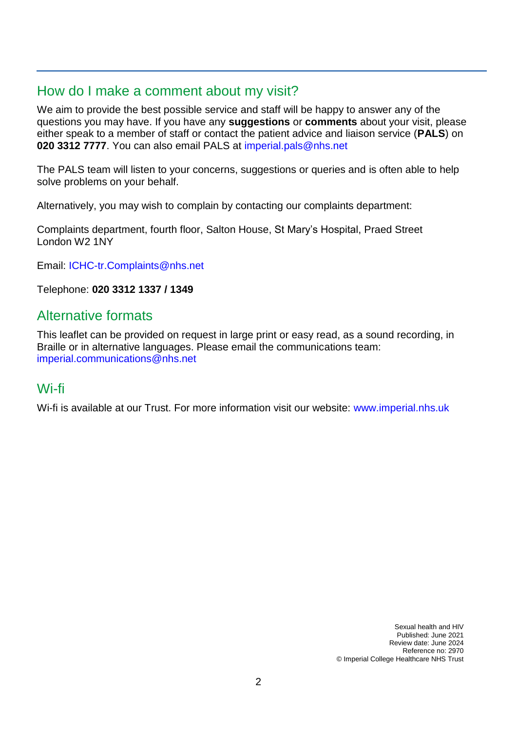## How do I make a comment about my visit?

We aim to provide the best possible service and staff will be happy to answer any of the questions you may have. If you have any **suggestions** or **comments** about your visit, please either speak to a member of staff or contact the patient advice and liaison service (**PALS**) on **020 3312 7777**. You can also email PALS at imperial.pals@nhs.net

The PALS team will listen to your concerns, suggestions or queries and is often able to help solve problems on your behalf.

Alternatively, you may wish to complain by contacting our complaints department:

Complaints department, fourth floor, Salton House, St Mary's Hospital, Praed Street
London W2 1NY

Email: ICHC-tr.Complaints@nhs.net

Telephone: **020 3312 1337 / 1349**

## Alternative formats

This leaflet can be provided on request in large print or easy read, as a sound recording, in Braille or in alternative languages. Please email the communications team: imperial.communications@nhs.net

## Wi-fi

Wi-fi is available at our Trust. For more information visit our website: www.imperial.nhs.uk

Sexual health and HIV
Published: June 2021
Review date: June 2024
Reference no: 2970
© Imperial College Healthcare NHS Trust